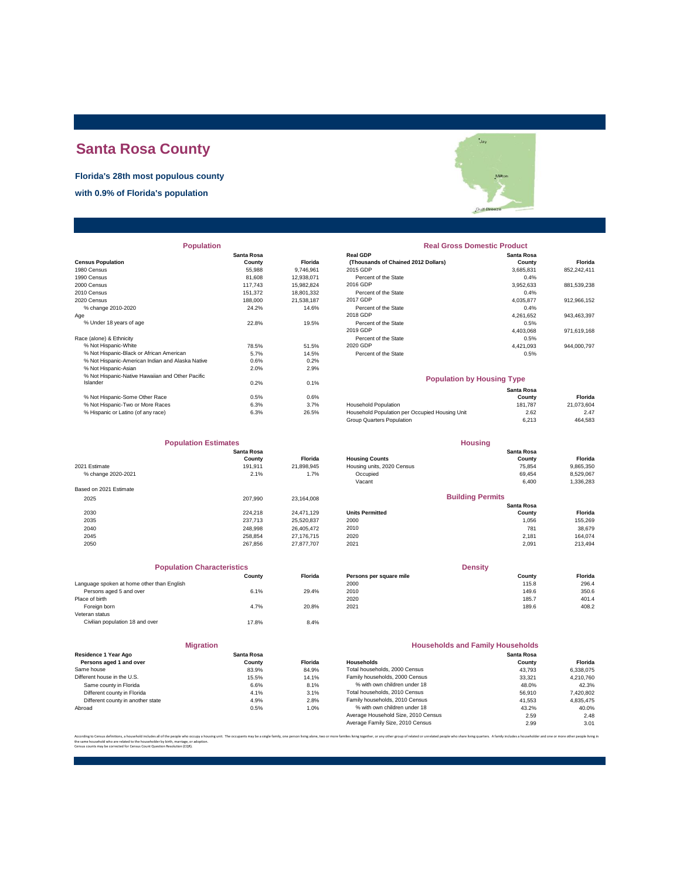# Santa Rosa County

**Florida's 28th most populous county**

**with 0.9% of Florida's population**

## Population

| Census Population | Santa Rosa County | Florida |
|---|---|---|
| 1980 Census | 55,988 | 9,746,961 |
| 1990 Census | 81,608 | 12,938,071 |
| 2000 Census | 117,743 | 15,982,824 |
| 2010 Census | 151,372 | 18,801,332 |
| 2020 Census | 188,000 | 21,538,187 |
| % change 2010-2020 | 24.2% | 14.6% |
| Age | | |
| % Under 18 years of age | 22.8% | 19.5% |
| Race (alone) & Ethnicity | | |
| % Not Hispanic-White | 78.5% | 51.5% |
| % Not Hispanic-Black or African American | 5.7% | 14.5% |
| % Not Hispanic-American Indian and Alaska Native | 0.6% | 0.2% |
| % Not Hispanic-Asian | 2.0% | 2.9% |
| % Not Hispanic-Native Hawaiian and Other Pacific Islander | 0.2% | 0.1% |
| % Not Hispanic-Some Other Race | 0.5% | 0.6% |
| % Not Hispanic-Two or More Races | 6.3% | 3.7% |
| % Hispanic or Latino (of any race) | 6.3% | 26.5% |

## Real Gross Domestic Product

| Real GDP (Thousands of Chained 2012 Dollars) | Santa Rosa County | Florida |
|---|---|---|
| 2015 GDP | 3,685,831 | 852,242,411 |
| Percent of the State | 0.4% | |
| 2016 GDP | 3,952,633 | 881,539,238 |
| Percent of the State | 0.4% | |
| 2017 GDP | 4,035,877 | 912,966,152 |
| Percent of the State | 0.4% | |
| 2018 GDP | 4,261,652 | 943,463,397 |
| Percent of the State | 0.5% | |
| 2019 GDP | 4,403,068 | 971,619,168 |
| Percent of the State | 0.5% | |
| 2020 GDP | 4,421,093 | 944,000,797 |
| Percent of the State | 0.5% | |

## Population by Housing Type

| | Santa Rosa County | Florida |
|---|---|---|
| Household Population | 181,787 | 21,073,604 |
| Household Population per Occupied Housing Unit | 2.62 | 2.47 |
| Group Quarters Population | 6,213 | 464,583 |

## Population Estimates

| | Santa Rosa County | Florida |
|---|---|---|
| 2021 Estimate | 191,911 | 21,898,945 |
| % change 2020-2021 | 2.1% | 1.7% |
| Based on 2021 Estimate | | |
| 2025 | 207,990 | 23,164,008 |
| 2030 | 224,218 | 24,471,129 |
| 2035 | 237,713 | 25,520,837 |
| 2040 | 248,998 | 26,405,472 |
| 2045 | 258,854 | 27,176,715 |
| 2050 | 267,856 | 27,877,707 |

## Housing

| Housing Counts | Santa Rosa County | Florida |
|---|---|---|
| Housing units, 2020 Census | 75,854 | 9,865,350 |
| Occupied | 69,454 | 8,529,067 |
| Vacant | 6,400 | 1,336,283 |

## Building Permits

| Units Permitted | Santa Rosa County | Florida |
|---|---|---|
| 2000 | 1,056 | 155,269 |
| 2010 | 781 | 38,679 |
| 2020 | 2,181 | 164,074 |
| 2021 | 2,091 | 213,494 |

## Population Characteristics

| | County | Florida |
|---|---|---|
| Language spoken at home other than English | | |
| Persons aged 5 and over | 6.1% | 29.4% |
| Place of birth | | |
| Foreign born | 4.7% | 20.8% |
| Veteran status | | |
| Civilian population 18 and over | 17.8% | 8.4% |

## Density

| Persons per square mile | County | Florida |
|---|---|---|
| 2000 | 115.8 | 296.4 |
| 2010 | 149.6 | 350.6 |
| 2020 | 185.7 | 401.4 |
| 2021 | 189.6 | 408.2 |

## Migration

| Residence 1 Year Ago Persons aged 1 and over | Santa Rosa County | Florida |
|---|---|---|
| Same house | 83.9% | 84.9% |
| Different house in the U.S. | 15.5% | 14.1% |
| Same county in Florida | 6.6% | 8.1% |
| Different county in Florida | 4.1% | 3.1% |
| Different county in another state | 4.9% | 2.8% |
| Abroad | 0.5% | 1.0% |

## Households and Family Households

| Households | Santa Rosa County | Florida |
|---|---|---|
| Total households, 2000 Census | 43,793 | 6,338,075 |
| Family households, 2000 Census | 33,321 | 4,210,760 |
| % with own children under 18 | 48.0% | 42.3% |
| Total households, 2010 Census | 56,910 | 7,420,802 |
| Family households, 2010 Census | 41,553 | 4,835,475 |
| % with own children under 18 | 43.2% | 40.0% |
| Average Household Size, 2010 Census | 2.59 | 2.48 |
| Average Family Size, 2010 Census | 2.99 | 3.01 |

According to Census definitions, a household includes all of the people who occupy a housing unit. The occupants may be a single family, one person living alone, two or more families living together, or any other group of related or unrelated people who share living quarters. A family includes a householder and one or more other people living in the same household who are related to the householder by birth, marriage, or adoption.
Census counts may be corrected for Census Count Question Resolution (CQR).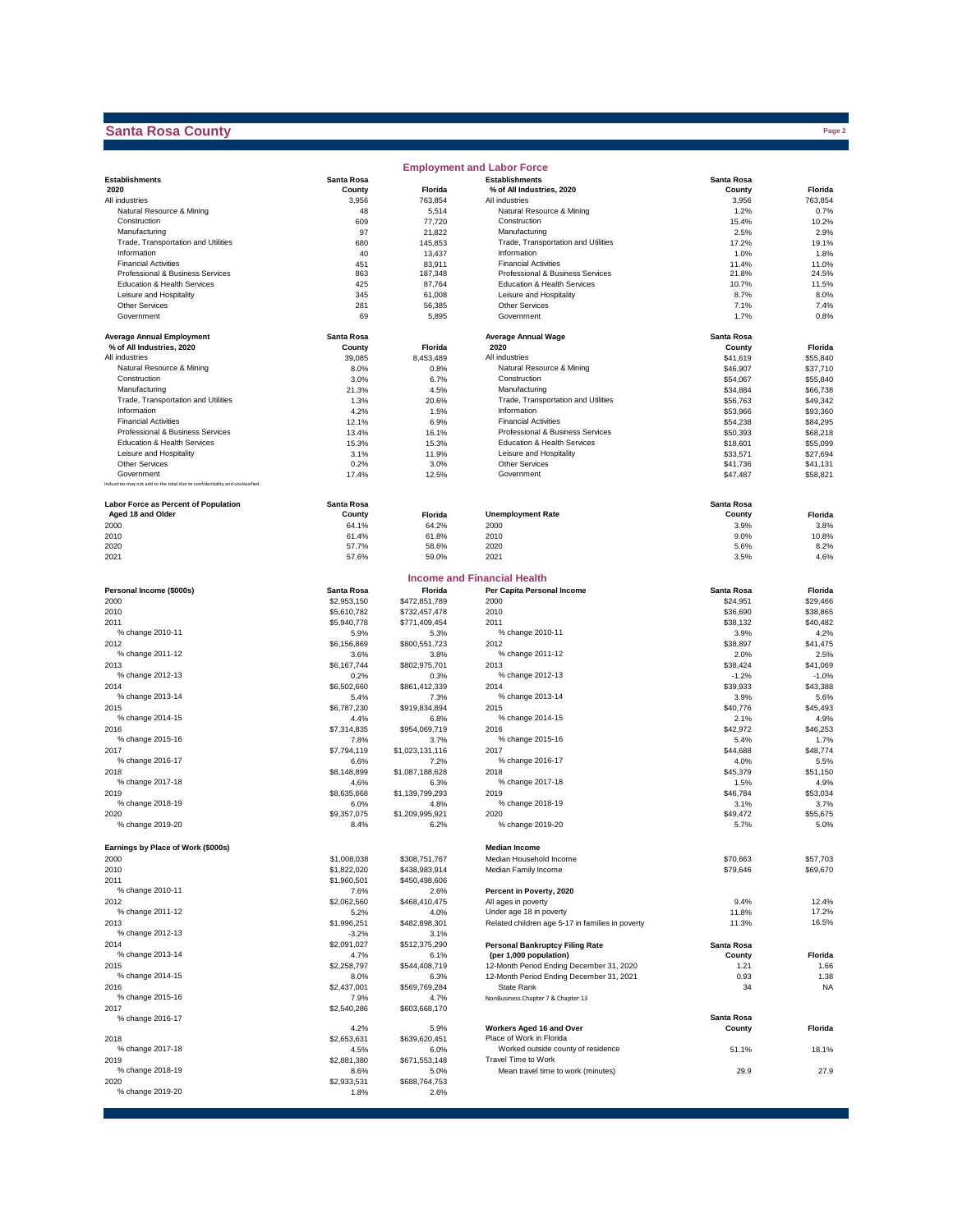# Santa Rosa County

## Employment and Labor Force

| Establishments 2020 | Santa Rosa County | Florida |
|---|---|---|
| All industries | 3,956 | 763,854 |
| Natural Resource & Mining | 48 | 5,514 |
| Construction | 609 | 77,720 |
| Manufacturing | 97 | 21,822 |
| Trade, Transportation and Utilities | 680 | 145,853 |
| Information | 40 | 13,437 |
| Financial Activities | 451 | 83,911 |
| Professional & Business Services | 863 | 187,348 |
| Education & Health Services | 425 | 87,764 |
| Leisure and Hospitality | 345 | 61,008 |
| Other Services | 281 | 56,385 |
| Government | 69 | 5,895 |

| Establishments % of All Industries, 2020 | Santa Rosa County | Florida |
|---|---|---|
| All industries | 3,956 | 763,854 |
| Natural Resource & Mining | 1.2% | 0.7% |
| Construction | 15.4% | 10.2% |
| Manufacturing | 2.5% | 2.9% |
| Trade, Transportation and Utilities | 17.2% | 19.1% |
| Information | 1.0% | 1.8% |
| Financial Activities | 11.4% | 11.0% |
| Professional & Business Services | 21.8% | 24.5% |
| Education & Health Services | 10.7% | 11.5% |
| Leisure and Hospitality | 8.7% | 8.0% |
| Other Services | 7.1% | 7.4% |
| Government | 1.7% | 0.8% |

| Average Annual Employment % of All Industries, 2020 | Santa Rosa County | Florida |
|---|---|---|
| All industries | 39,085 | 8,453,489 |
| Natural Resource & Mining | 8.0% | 0.8% |
| Construction | 3.0% | 6.7% |
| Manufacturing | 21.3% | 4.5% |
| Trade, Transportation and Utilities | 1.3% | 20.6% |
| Information | 4.2% | 1.5% |
| Financial Activities | 12.1% | 6.9% |
| Professional & Business Services | 13.4% | 16.1% |
| Education & Health Services | 15.3% | 15.3% |
| Leisure and Hospitality | 3.1% | 11.9% |
| Other Services | 0.2% | 3.0% |
| Government | 17.4% | 12.5% |

Industries may not add to the total due to confidentiality and unclassified.

| Average Annual Wage 2020 | Santa Rosa County | Florida |
|---|---|---|
| All industries | $41,619 | $55,840 |
| Natural Resource & Mining | $46,907 | $37,710 |
| Construction | $54,067 | $55,840 |
| Manufacturing | $34,884 | $66,738 |
| Trade, Transportation and Utilities | $56,763 | $49,342 |
| Information | $53,966 | $93,360 |
| Financial Activities | $54,238 | $84,295 |
| Professional & Business Services | $50,393 | $68,218 |
| Education & Health Services | $18,601 | $55,099 |
| Leisure and Hospitality | $33,571 | $27,694 |
| Other Services | $41,736 | $41,131 |
| Government | $47,487 | $58,821 |

| Labor Force as Percent of Population Aged 18 and Older | Santa Rosa County | Florida |
|---|---|---|
| 2000 | 64.1% | 64.2% |
| 2010 | 61.4% | 61.8% |
| 2020 | 57.7% | 58.6% |
| 2021 | 57.6% | 59.0% |

| Unemployment Rate | Santa Rosa County | Florida |
|---|---|---|
| 2000 | 3.9% | 3.8% |
| 2010 | 9.0% | 10.8% |
| 2020 | 5.6% | 8.2% |
| 2021 | 3.5% | 4.6% |

## Income and Financial Health

| Personal Income ($000s) | Santa Rosa | Florida |
|---|---|---|
| 2000 | $2,953,150 | $472,851,789 |
| 2010 | $5,610,782 | $732,457,478 |
| 2011 | $5,940,778 | $771,409,454 |
| % change 2010-11 | 5.9% | 5.3% |
| 2012 | $6,156,869 | $800,551,723 |
| % change 2011-12 | 3.6% | 3.8% |
| 2013 | $6,167,744 | $802,975,701 |
| % change 2012-13 | 0.2% | 0.3% |
| 2014 | $6,502,660 | $861,412,339 |
| % change 2013-14 | 5.4% | 7.3% |
| 2015 | $6,787,230 | $919,834,894 |
| % change 2014-15 | 4.4% | 6.8% |
| 2016 | $7,314,835 | $954,069,719 |
| % change 2015-16 | 7.8% | 3.7% |
| 2017 | $7,794,119 | $1,023,131,116 |
| % change 2016-17 | 6.6% | 7.2% |
| 2018 | $8,148,899 | $1,087,188,628 |
| % change 2017-18 | 4.6% | 6.3% |
| 2019 | $8,635,668 | $1,139,799,293 |
| % change 2018-19 | 6.0% | 4.8% |
| 2020 | $9,357,075 | $1,209,995,921 |
| % change 2019-20 | 8.4% | 6.2% |

| Per Capita Personal Income | Santa Rosa | Florida |
|---|---|---|
| 2000 | $24,951 | $29,466 |
| 2010 | $36,690 | $38,865 |
| 2011 | $38,132 | $40,482 |
| % change 2010-11 | 3.9% | 4.2% |
| 2012 | $38,897 | $41,475 |
| % change 2011-12 | 2.0% | 2.5% |
| 2013 | $38,424 | $41,069 |
| % change 2012-13 | -1.2% | -1.0% |
| 2014 | $39,933 | $43,388 |
| % change 2013-14 | 3.9% | 5.6% |
| 2015 | $40,776 | $45,493 |
| % change 2014-15 | 2.1% | 4.9% |
| 2016 | $42,972 | $46,253 |
| % change 2015-16 | 5.4% | 1.7% |
| 2017 | $44,688 | $48,774 |
| % change 2016-17 | 4.0% | 5.5% |
| 2018 | $45,379 | $51,150 |
| % change 2017-18 | 1.5% | 4.9% |
| 2019 | $46,784 | $53,034 |
| % change 2018-19 | 3.1% | 3.7% |
| 2020 | $49,472 | $55,675 |
| % change 2019-20 | 5.7% | 5.0% |

| Earnings by Place of Work ($000s) | Santa Rosa | Florida |
|---|---|---|
| 2000 | $1,008,038 | $308,751,767 |
| 2010 | $1,822,020 | $438,983,914 |
| 2011 | $1,960,501 | $450,498,606 |
| % change 2010-11 | 7.6% | 2.6% |
| 2012 | $2,062,560 | $468,410,475 |
| % change 2011-12 | 5.2% | 4.0% |
| 2013 | $1,996,251 | $482,898,301 |
| % change 2012-13 | -3.2% | 3.1% |
| 2014 | $2,091,027 | $512,375,290 |
| % change 2013-14 | 4.7% | 6.1% |
| 2015 | $2,258,797 | $544,408,719 |
| % change 2014-15 | 8.0% | 6.3% |
| 2016 | $2,437,001 | $569,769,284 |
| % change 2015-16 | 7.9% | 4.7% |
| 2017 | $2,540,286 | $603,668,170 |
| % change 2016-17 | 4.2% | 5.9% |
| 2018 | $2,653,631 | $639,620,451 |
| % change 2017-18 | 4.5% | 6.0% |
| 2019 | $2,881,380 | $671,553,148 |
| % change 2018-19 | 8.6% | 5.0% |
| 2020 | $2,933,531 | $688,764,753 |
| % change 2019-20 | 1.8% | 2.6% |

| Median Income | Santa Rosa | Florida |
|---|---|---|
| Median Household Income | $70,663 | $57,703 |
| Median Family Income | $79,646 | $69,670 |

| Percent in Poverty, 2020 | Santa Rosa | Florida |
|---|---|---|
| All ages in poverty | 9.4% | 12.4% |
| Under age 18 in poverty | 11.8% | 17.2% |
| Related children age 5-17 in families in poverty | 11.3% | 16.5% |

| Personal Bankruptcy Filing Rate (per 1,000 population) | Santa Rosa County | Florida |
|---|---|---|
| 12-Month Period Ending December 31, 2020 | 1.21 | 1.66 |
| 12-Month Period Ending December 31, 2021 | 0.93 | 1.38 |
| State Rank | 34 | NA |

NonBusiness Chapter 7 & Chapter 13

| Workers Aged 16 and Over | Santa Rosa County | Florida |
|---|---|---|
| Place of Work in Florida | | |
| Worked outside county of residence | 51.1% | 18.1% |
| Travel Time to Work | | |
| Mean travel time to work (minutes) | 29.9 | 27.9 |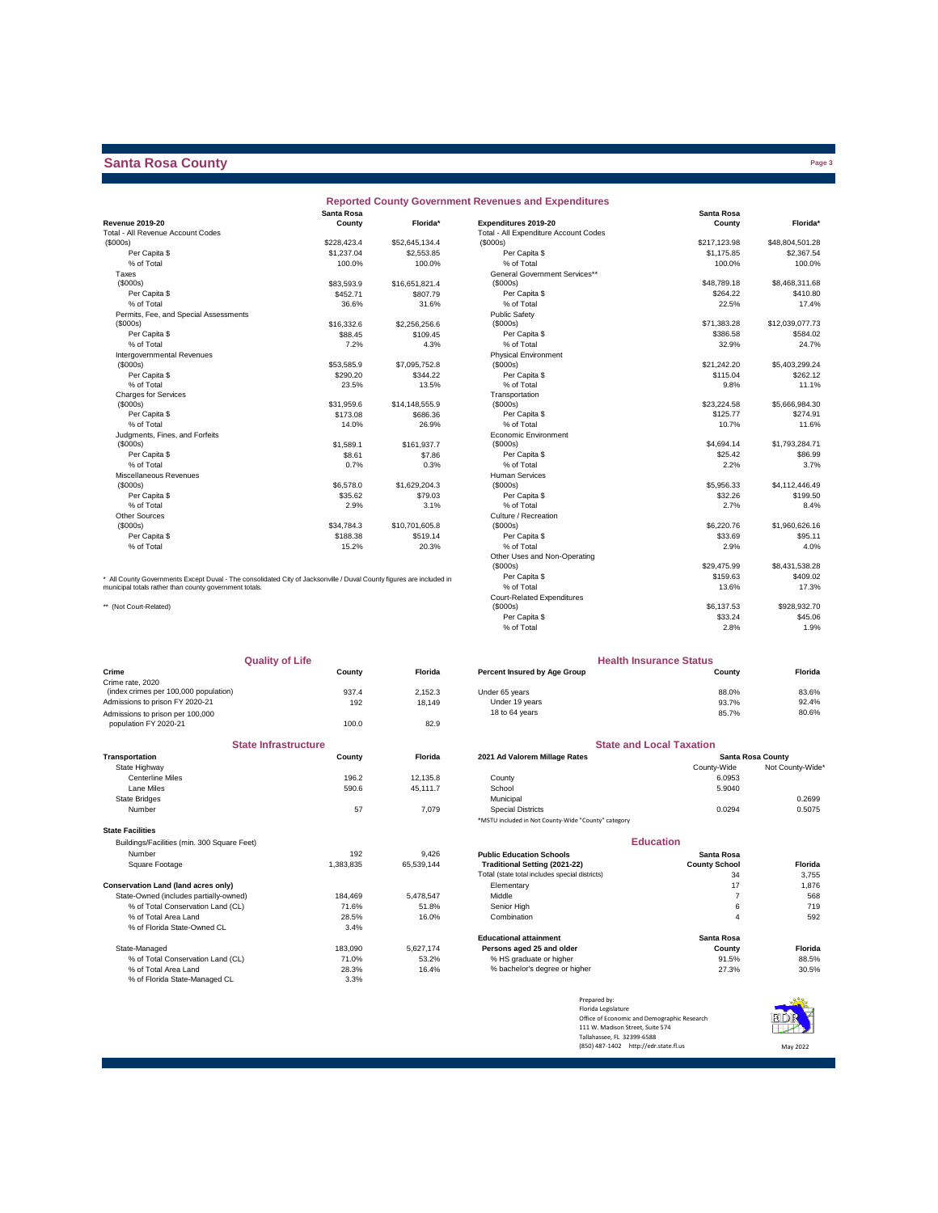# Santa Rosa County

## Reported County Government Revenues and Expenditures

| Revenue 2019-20 | Santa Rosa County | Florida* |
|---|---|---|
| Total - All Revenue Account Codes | | |
| ($000s) | $228,423.4 | $52,645,134.4 |
| Per Capita $ | $1,237.04 | $2,553.85 |
| % of Total | 100.0% | 100.0% |
| Taxes | | |
| ($000s) | $83,593.9 | $16,651,821.4 |
| Per Capita $ | $452.71 | $807.79 |
| % of Total | 36.6% | 31.6% |
| Permits, Fee, and Special Assessments | | |
| ($000s) | $16,332.6 | $2,256,256.6 |
| Per Capita $ | $88.45 | $109.45 |
| % of Total | 7.2% | 4.3% |
| Intergovernmental Revenues | | |
| ($000s) | $53,585.9 | $7,095,752.8 |
| Per Capita $ | $290.20 | $344.22 |
| % of Total | 23.5% | 13.5% |
| Charges for Services | | |
| ($000s) | $31,959.6 | $14,148,555.9 |
| Per Capita $ | $173.08 | $686.36 |
| % of Total | 14.0% | 26.9% |
| Judgments, Fines, and Forfeits | | |
| ($000s) | $1,589.1 | $161,937.7 |
| Per Capita $ | $8.61 | $7.86 |
| % of Total | 0.7% | 0.3% |
| Miscellaneous Revenues | | |
| ($000s) | $6,578.0 | $1,629,204.3 |
| Per Capita $ | $35.62 | $79.03 |
| % of Total | 2.9% | 3.1% |
| Other Sources | | |
| ($000s) | $34,784.3 | $10,701,605.8 |
| Per Capita $ | $188.38 | $519.14 |
| % of Total | 15.2% | 20.3% |

| Expenditures 2019-20 | Santa Rosa County | Florida* |
|---|---|---|
| Total - All Expenditure Account Codes | | |
| ($000s) | $217,123.98 | $48,804,501.28 |
| Per Capita $ | $1,175.85 | $2,367.54 |
| % of Total | 100.0% | 100.0% |
| General Government Services** | | |
| ($000s) | $48,789.18 | $8,468,311.68 |
| Per Capita $ | $264.22 | $410.80 |
| % of Total | 22.5% | 17.4% |
| Public Safety | | |
| ($000s) | $71,383.28 | $12,039,077.73 |
| Per Capita $ | $386.58 | $584.02 |
| % of Total | 32.9% | 24.7% |
| Physical Environment | | |
| ($000s) | $21,242.20 | $5,403,299.24 |
| Per Capita $ | $115.04 | $262.12 |
| % of Total | 9.8% | 11.1% |
| Transportation | | |
| ($000s) | $23,224.58 | $5,666,984.30 |
| Per Capita $ | $125.77 | $274.91 |
| % of Total | 10.7% | 11.6% |
| Economic Environment | | |
| ($000s) | $4,694.14 | $1,793,284.71 |
| Per Capita $ | $25.42 | $86.99 |
| % of Total | 2.2% | 3.7% |
| Human Services | | |
| ($000s) | $5,956.33 | $4,112,446.49 |
| Per Capita $ | $32.26 | $199.50 |
| % of Total | 2.7% | 8.4% |
| Culture / Recreation | | |
| ($000s) | $6,220.76 | $1,960,626.16 |
| Per Capita $ | $33.69 | $95.11 |
| % of Total | 2.9% | 4.0% |
| Other Uses and Non-Operating | | |
| ($000s) | $29,475.99 | $8,431,538.28 |
| Per Capita $ | $159.63 | $409.02 |
| % of Total | 13.6% | 17.3% |
| Court-Related Expenditures | | |
| ($000s) | $6,137.53 | $928,932.70 |
| Per Capita $ | $33.24 | $45.06 |
| % of Total | 2.8% | 1.9% |

* All County Governments Except Duval - The consolidated City of Jacksonville / Duval County figures are included in municipal totals rather than county government totals.

** (Not Court-Related)

## Quality of Life

| Crime | County | Florida |
|---|---|---|
| Crime rate, 2020 (index crimes per 100,000 population) | 937.4 | 2,152.3 |
| Admissions to prison FY 2020-21 | 192 | 18,149 |
| Admissions to prison per 100,000 population FY 2020-21 | 100.0 | 82.9 |

## Health Insurance Status

| Percent Insured by Age Group | County | Florida |
|---|---|---|
| Under 65 years | 88.0% | 83.6% |
| Under 19 years | 93.7% | 92.4% |
| 18 to 64 years | 85.7% | 80.6% |

## State Infrastructure

| Transportation | County | Florida |
|---|---|---|
| State Highway | | |
| Centerline Miles | 196.2 | 12,135.8 |
| Lane Miles | 590.6 | 45,111.7 |
| State Bridges | | |
| Number | 57 | 7,079 |
| **State Facilities** | | |
| Buildings/Facilities (min. 300 Square Feet) | | |
| Number | 192 | 9,426 |
| Square Footage | 1,383,835 | 65,539,144 |
| **Conservation Land (land acres only)** | | |
| State-Owned (includes partially-owned) | 184,469 | 5,478,547 |
| % of Total Conservation Land (CL) | 71.6% | 51.8% |
| % of Total Area Land | 28.5% | 16.0% |
| % of Florida State-Owned CL | 3.4% | |
| State-Managed | 183,090 | 5,627,174 |
| % of Total Conservation Land (CL) | 71.0% | 53.2% |
| % of Total Area Land | 28.3% | 16.4% |
| % of Florida State-Managed CL | 3.3% | |

## State and Local Taxation

| 2021 Ad Valorem Millage Rates | Santa Rosa County County-Wide | Santa Rosa County Not County-Wide* |
|---|---|---|
| County | 6.0953 | |
| School | 5.9040 | |
| Municipal | | 0.2699 |
| Special Districts | 0.0294 | 0.5075 |

*MSTU included in Not County-Wide "County" category

## Education

| Public Education Schools Traditional Setting (2021-22) | Santa Rosa County School | Florida |
|---|---|---|
| Total (state total includes special districts) | 34 | 3,755 |
| Elementary | 17 | 1,876 |
| Middle | 7 | 568 |
| Senior High | 6 | 719 |
| Combination | 4 | 592 |

| Educational attainment Persons aged 25 and older | Santa Rosa County | Florida |
|---|---|---|
| % HS graduate or higher | 91.5% | 88.5% |
| % bachelor's degree or higher | 27.3% | 30.5% |

Prepared by:
Florida Legislature
Office of Economic and Demographic Research
111 W. Madison Street, Suite 574
Tallahassee, FL 32399-6588
(850) 487-1402 http://edr.state.fl.us

May 2022